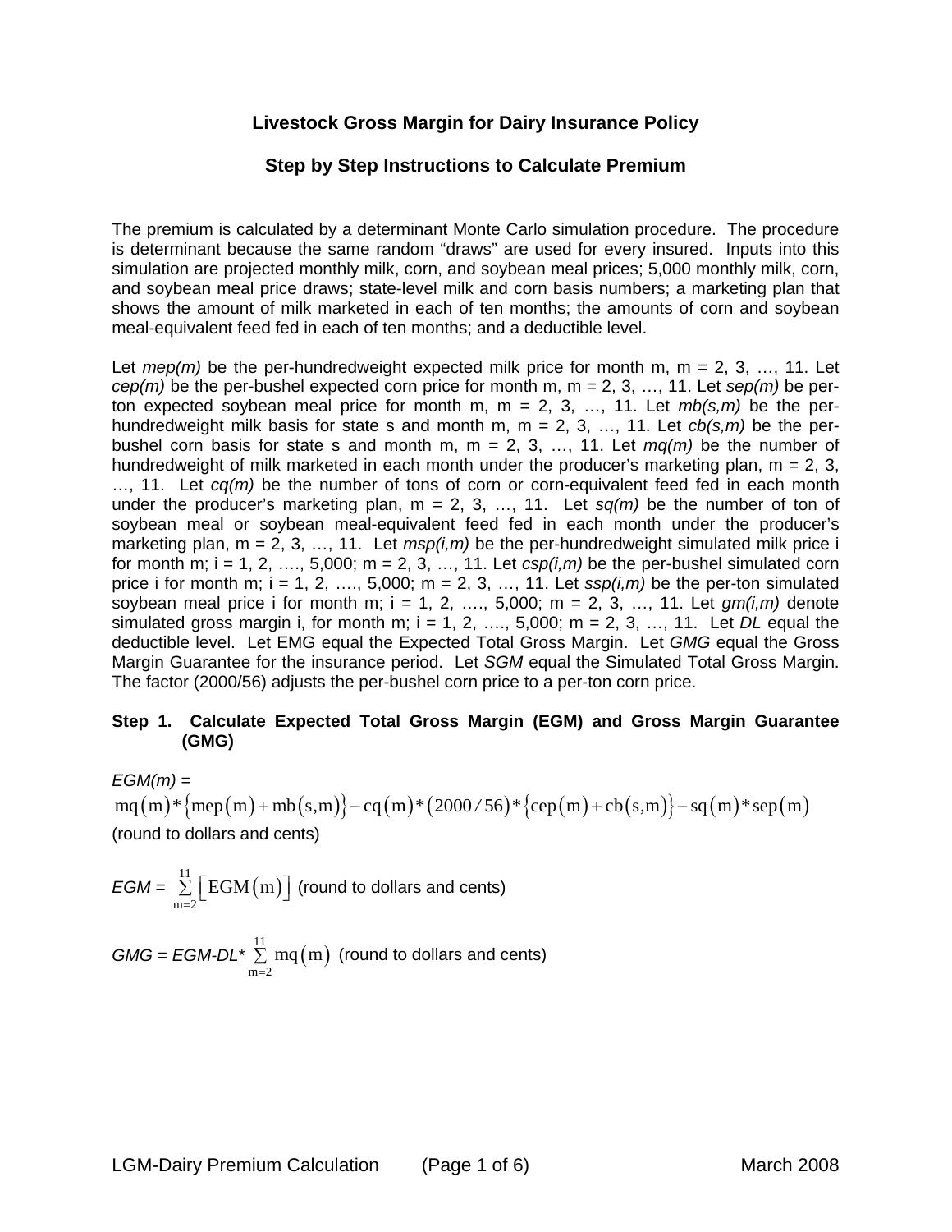# Livestock Gross Margin for Dairy Insurance Policy

## Step by Step Instructions to Calculate Premium

The premium is calculated by a determinant Monte Carlo simulation procedure. The procedure is determinant because the same random "draws" are used for every insured. Inputs into this simulation are projected monthly milk, corn, and soybean meal prices; 5,000 monthly milk, corn, and soybean meal price draws; state-level milk and corn basis numbers; a marketing plan that shows the amount of milk marketed in each of ten months; the amounts of corn and soybean meal-equivalent feed fed in each of ten months; and a deductible level.

Let *mep(m)* be the per-hundredweight expected milk price for month m, m = 2, 3, …, 11. Let *cep(m)* be the per-bushel expected corn price for month m, m = 2, 3, …, 11. Let *sep(m)* be per-ton expected soybean meal price for month m, m = 2, 3, …, 11. Let *mb(s,m)* be the per-hundredweight milk basis for state s and month m, m = 2, 3, …, 11. Let *cb(s,m)* be the per-bushel corn basis for state s and month m, m = 2, 3, …, 11. Let *mq(m)* be the number of hundredweight of milk marketed in each month under the producer's marketing plan, m = 2, 3, …, 11. Let *cq(m)* be the number of tons of corn or corn-equivalent feed fed in each month under the producer's marketing plan, m = 2, 3, …, 11. Let *sq(m)* be the number of ton of soybean meal or soybean meal-equivalent feed fed in each month under the producer's marketing plan, m = 2, 3, …, 11. Let *msp(i,m)* be the per-hundredweight simulated milk price i for month m; i = 1, 2, …., 5,000; m = 2, 3, …, 11. Let *csp(i,m)* be the per-bushel simulated corn price i for month m; i = 1, 2, …., 5,000; m = 2, 3, …, 11. Let *ssp(i,m)* be the per-ton simulated soybean meal price i for month m; i = 1, 2, …., 5,000; m = 2, 3, …, 11. Let *gm(i,m)* denote simulated gross margin i, for month m; i = 1, 2, …., 5,000; m = 2, 3, …, 11. Let *DL* equal the deductible level. Let EMG equal the Expected Total Gross Margin. Let *GMG* equal the Gross Margin Guarantee for the insurance period. Let *SGM* equal the Simulated Total Gross Margin. The factor (2000/56) adjusts the per-bushel corn price to a per-ton corn price.

### Step 1. Calculate Expected Total Gross Margin (EGM) and Gross Margin Guarantee (GMG)

*EGM(m)* =

$$\mathrm{mq}(\mathrm{m})*\{\mathrm{mep}(\mathrm{m})+\mathrm{mb}(\mathrm{s,m})\}-\mathrm{cq}(\mathrm{m})*(2000/56)*\{\mathrm{cep}(\mathrm{m})+\mathrm{cb}(\mathrm{s,m})\}-\mathrm{sq}(\mathrm{m})*\mathrm{sep}(\mathrm{m})$$

(round to dollars and cents)

*EGM* = $\sum_{\mathrm{m}=2}^{11}\left[\mathrm{EGM}(\mathrm{m})\right]$ (round to dollars and cents)

*GMG = EGM-DL** $\sum_{\mathrm{m}=2}^{11}\mathrm{mq}(\mathrm{m})$ (round to dollars and cents)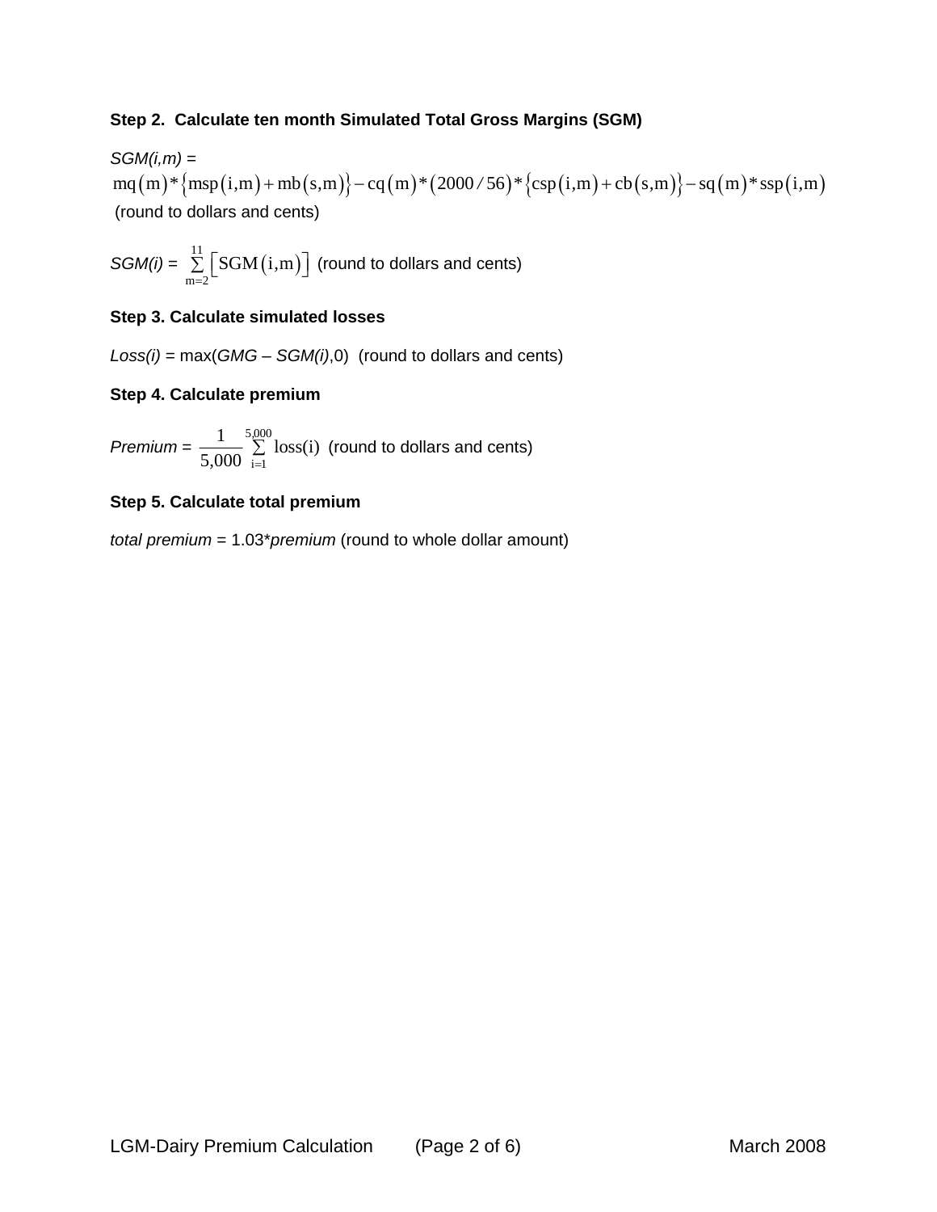**Step 2. Calculate ten month Simulated Total Gross Margins (SGM)**

*SGM(i,m)* =

$$\mathrm{mq}(\mathrm{m})*\{\mathrm{msp}(\mathrm{i,m})+\mathrm{mb}(\mathrm{s,m})\}-\mathrm{cq}(\mathrm{m})*(2000/56)*\{\mathrm{csp}(\mathrm{i,m})+\mathrm{cb}(\mathrm{s,m})\}-\mathrm{sq}(\mathrm{m})*\mathrm{ssp}(\mathrm{i,m})$$

(round to dollars and cents)

*SGM(i)* = $\sum_{m=2}^{11}\left[\mathrm{SGM}(\mathrm{i,m})\right]$ (round to dollars and cents)

**Step 3. Calculate simulated losses**

*Loss(i)* = max(*GMG* – *SGM(i)*,0) (round to dollars and cents)

**Step 4. Calculate premium**

*Premium* = $\frac{1}{5{,}000}\sum_{i=1}^{5{,}000}\mathrm{loss(i)}$ (round to dollars and cents)

**Step 5. Calculate total premium**

*total premium* = 1.03\**premium* (round to whole dollar amount)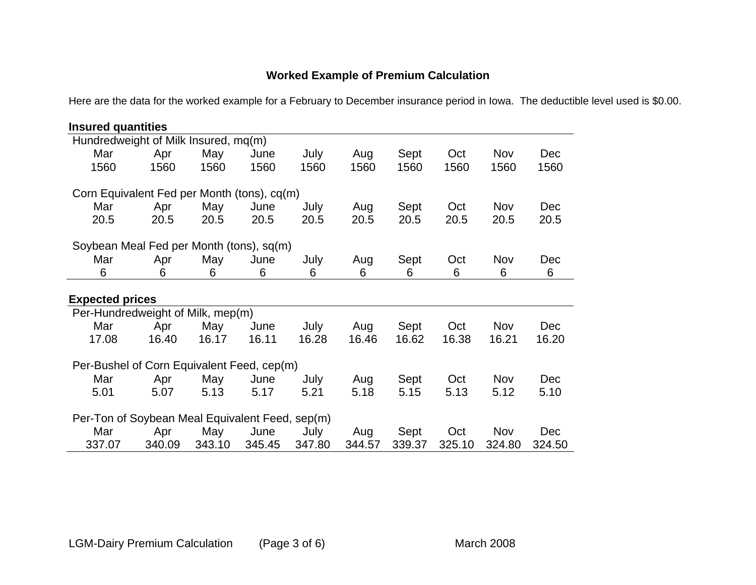## Worked Example of Premium Calculation

Here are the data for the worked example for a February to December insurance period in Iowa.  The deductible level used is $0.00.

**Insured quantities**

Hundredweight of Milk Insured, mq(m)

| Mar | Apr | May | June | July | Aug | Sept | Oct | Nov | Dec |
|---|---|---|---|---|---|---|---|---|---|
| 1560 | 1560 | 1560 | 1560 | 1560 | 1560 | 1560 | 1560 | 1560 | 1560 |

Corn Equivalent Fed per Month (tons), cq(m)

| Mar | Apr | May | June | July | Aug | Sept | Oct | Nov | Dec |
|---|---|---|---|---|---|---|---|---|---|
| 20.5 | 20.5 | 20.5 | 20.5 | 20.5 | 20.5 | 20.5 | 20.5 | 20.5 | 20.5 |

Soybean Meal Fed per Month (tons), sq(m)

| Mar | Apr | May | June | July | Aug | Sept | Oct | Nov | Dec |
|---|---|---|---|---|---|---|---|---|---|
| 6 | 6 | 6 | 6 | 6 | 6 | 6 | 6 | 6 | 6 |

**Expected prices**

Per-Hundredweight of Milk, mep(m)

| Mar | Apr | May | June | July | Aug | Sept | Oct | Nov | Dec |
|---|---|---|---|---|---|---|---|---|---|
| 17.08 | 16.40 | 16.17 | 16.11 | 16.28 | 16.46 | 16.62 | 16.38 | 16.21 | 16.20 |

Per-Bushel of Corn Equivalent Feed, cep(m)

| Mar | Apr | May | June | July | Aug | Sept | Oct | Nov | Dec |
|---|---|---|---|---|---|---|---|---|---|
| 5.01 | 5.07 | 5.13 | 5.17 | 5.21 | 5.18 | 5.15 | 5.13 | 5.12 | 5.10 |

Per-Ton of Soybean Meal Equivalent Feed, sep(m)

| Mar | Apr | May | June | July | Aug | Sept | Oct | Nov | Dec |
|---|---|---|---|---|---|---|---|---|---|
| 337.07 | 340.09 | 343.10 | 345.45 | 347.80 | 344.57 | 339.37 | 325.10 | 324.80 | 324.50 |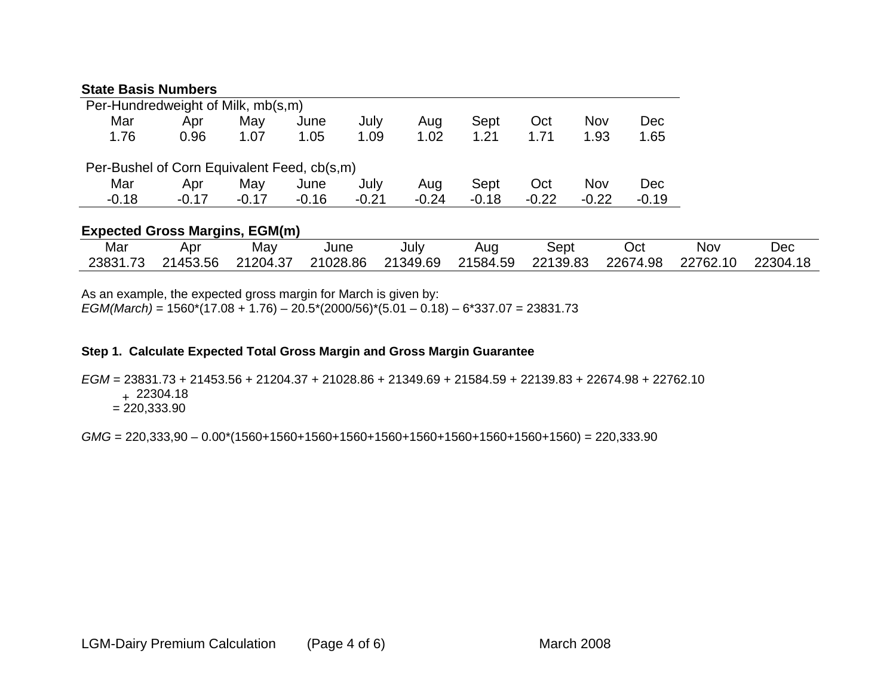### State Basis Numbers

Per-Hundredweight of Milk, mb(s,m)

| Mar | Apr | May | June | July | Aug | Sept | Oct | Nov | Dec |
|---|---|---|---|---|---|---|---|---|---|
| 1.76 | 0.96 | 1.07 | 1.05 | 1.09 | 1.02 | 1.21 | 1.71 | 1.93 | 1.65 |

Per-Bushel of Corn Equivalent Feed, cb(s,m)

| Mar | Apr | May | June | July | Aug | Sept | Oct | Nov | Dec |
|---|---|---|---|---|---|---|---|---|---|
| -0.18 | -0.17 | -0.17 | -0.16 | -0.21 | -0.24 | -0.18 | -0.22 | -0.22 | -0.19 |

### Expected Gross Margins, EGM(m)

| Mar | Apr | May | June | July | Aug | Sept | Oct | Nov | Dec |
|---|---|---|---|---|---|---|---|---|---|
| 23831.73 | 21453.56 | 21204.37 | 21028.86 | 21349.69 | 21584.59 | 22139.83 | 22674.98 | 22762.10 | 22304.18 |

As an example, the expected gross margin for March is given by:

*EGM(March)* = 1560*(17.08 + 1.76) – 20.5*(2000/56)*(5.01 – 0.18) – 6*337.07 = 23831.73

**Step 1. Calculate Expected Total Gross Margin and Gross Margin Guarantee**

*EGM* = 23831.73 + 21453.56 + 21204.37 + 21028.86 + 21349.69 + 21584.59 + 22139.83 + 22674.98 + 22762.10 + 22304.18
= 220,333.90

*GMG* = 220,333,90 – 0.00*(1560+1560+1560+1560+1560+1560+1560+1560+1560+1560) = 220,333.90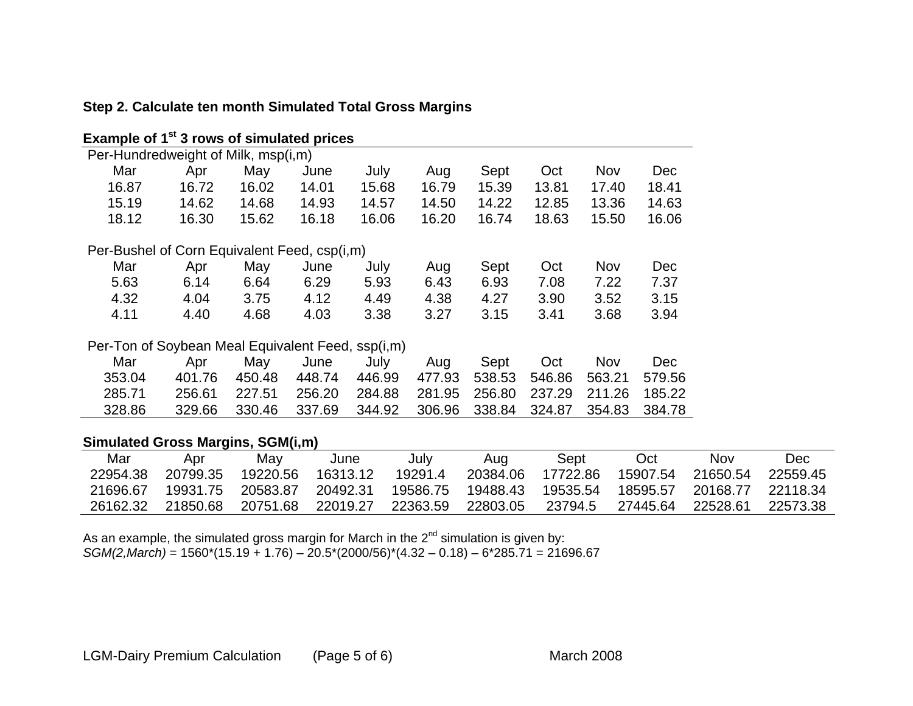**Step 2. Calculate ten month Simulated Total Gross Margins**

**Example of 1st 3 rows of simulated prices**

Per-Hundredweight of Milk, msp(i,m)

| Mar | Apr | May | June | July | Aug | Sept | Oct | Nov | Dec |
|---|---|---|---|---|---|---|---|---|---|
| 16.87 | 16.72 | 16.02 | 14.01 | 15.68 | 16.79 | 15.39 | 13.81 | 17.40 | 18.41 |
| 15.19 | 14.62 | 14.68 | 14.93 | 14.57 | 14.50 | 14.22 | 12.85 | 13.36 | 14.63 |
| 18.12 | 16.30 | 15.62 | 16.18 | 16.06 | 16.20 | 16.74 | 18.63 | 15.50 | 16.06 |

Per-Bushel of Corn Equivalent Feed, csp(i,m)

| Mar | Apr | May | June | July | Aug | Sept | Oct | Nov | Dec |
|---|---|---|---|---|---|---|---|---|---|
| 5.63 | 6.14 | 6.64 | 6.29 | 5.93 | 6.43 | 6.93 | 7.08 | 7.22 | 7.37 |
| 4.32 | 4.04 | 3.75 | 4.12 | 4.49 | 4.38 | 4.27 | 3.90 | 3.52 | 3.15 |
| 4.11 | 4.40 | 4.68 | 4.03 | 3.38 | 3.27 | 3.15 | 3.41 | 3.68 | 3.94 |

Per-Ton of Soybean Meal Equivalent Feed, ssp(i,m)

| Mar | Apr | May | June | July | Aug | Sept | Oct | Nov | Dec |
|---|---|---|---|---|---|---|---|---|---|
| 353.04 | 401.76 | 450.48 | 448.74 | 446.99 | 477.93 | 538.53 | 546.86 | 563.21 | 579.56 |
| 285.71 | 256.61 | 227.51 | 256.20 | 284.88 | 281.95 | 256.80 | 237.29 | 211.26 | 185.22 |
| 328.86 | 329.66 | 330.46 | 337.69 | 344.92 | 306.96 | 338.84 | 324.87 | 354.83 | 384.78 |

**Simulated Gross Margins, SGM(i,m)**

| Mar | Apr | May | June | July | Aug | Sept | Oct | Nov | Dec |
|---|---|---|---|---|---|---|---|---|---|
| 22954.38 | 20799.35 | 19220.56 | 16313.12 | 19291.4 | 20384.06 | 17722.86 | 15907.54 | 21650.54 | 22559.45 |
| 21696.67 | 19931.75 | 20583.87 | 20492.31 | 19586.75 | 19488.43 | 19535.54 | 18595.57 | 20168.77 | 22118.34 |
| 26162.32 | 21850.68 | 20751.68 | 22019.27 | 22363.59 | 22803.05 | 23794.5 | 27445.64 | 22528.61 | 22573.38 |

As an example, the simulated gross margin for March in the 2nd simulation is given by:
*SGM(2,March)* = 1560*(15.19 + 1.76) – 20.5*(2000/56)*(4.32 – 0.18) – 6*285.71 = 21696.67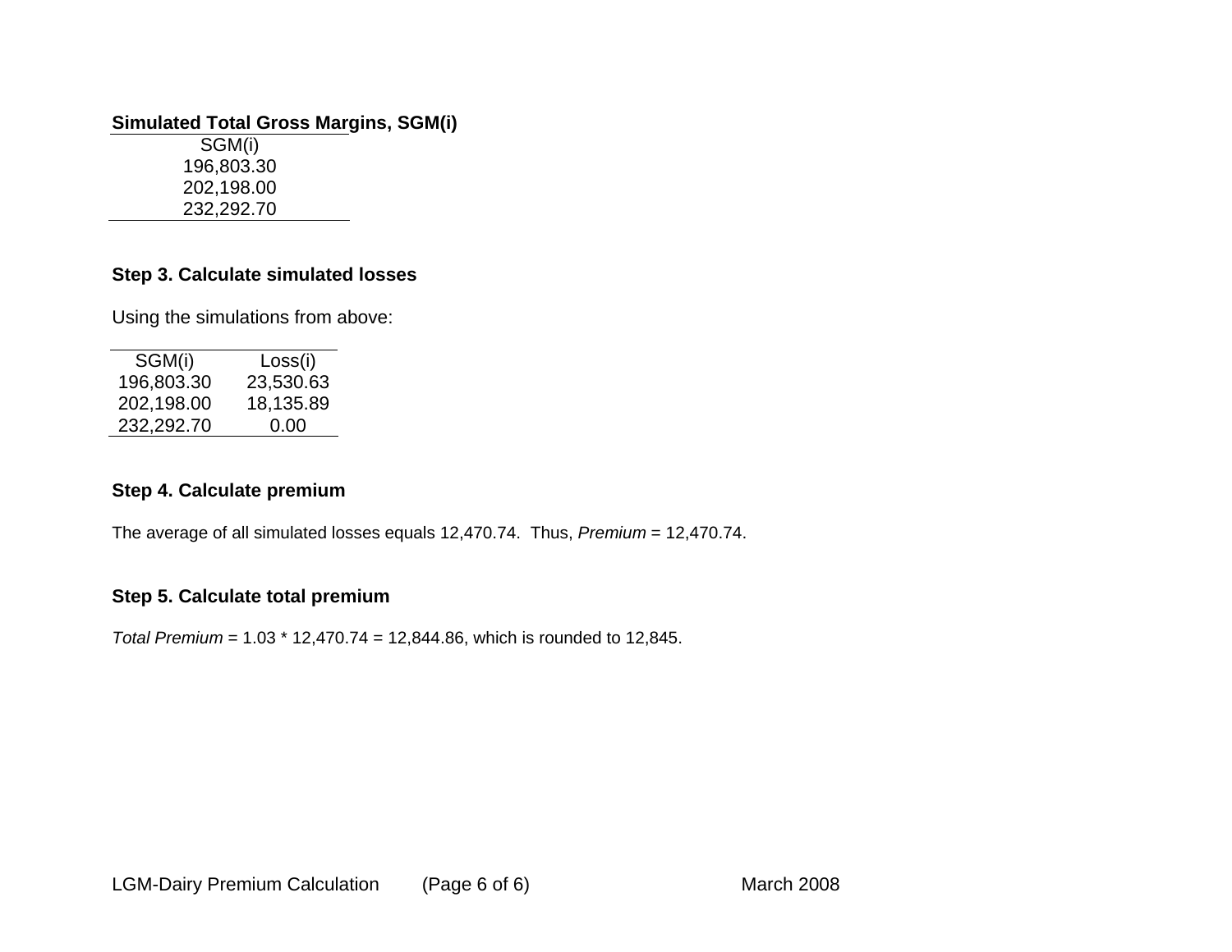**Simulated Total Gross Margins, SGM(i)**

| SGM(i) |
|---|
| 196,803.30 |
| 202,198.00 |
| 232,292.70 |

**Step 3. Calculate simulated losses**

Using the simulations from above:

| SGM(i) | Loss(i) |
|---|---|
| 196,803.30 | 23,530.63 |
| 202,198.00 | 18,135.89 |
| 232,292.70 | 0.00 |

**Step 4. Calculate premium**

The average of all simulated losses equals 12,470.74. Thus, *Premium* = 12,470.74.

**Step 5. Calculate total premium**

*Total Premium* = 1.03 * 12,470.74 = 12,844.86, which is rounded to 12,845.